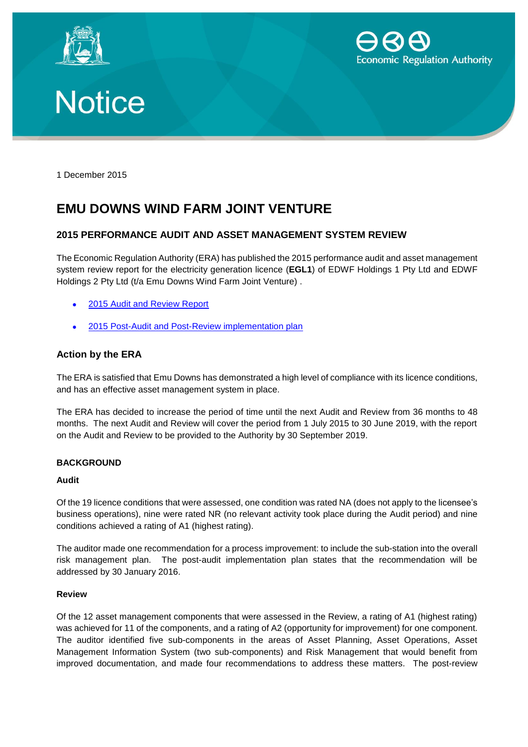# Notice

Economic Regulation Authority

1 December 2015

## EMU DOWNS WIND FARM JOINT VENTURE

### 2015 PERFORMANCE AUDIT AND ASSET MANAGEMENT SYSTEM REVIEW

The Economic Regulation Authority (ERA) has published the 2015 performance audit and asset management system review report for the electricity generation licence (**EGL1**) of EDWF Holdings 1 Pty Ltd and EDWF Holdings 2 Pty Ltd (t/a Emu Downs Wind Farm Joint Venture) .

- 2015 Audit and Review Report
- 2015 Post-Audit and Post-Review implementation plan

### Action by the ERA

The ERA is satisfied that Emu Downs has demonstrated a high level of compliance with its licence conditions, and has an effective asset management system in place.

The ERA has decided to increase the period of time until the next Audit and Review from 36 months to 48 months. The next Audit and Review will cover the period from 1 July 2015 to 30 June 2019, with the report on the Audit and Review to be provided to the Authority by 30 September 2019.

**BACKGROUND**

**Audit**

Of the 19 licence conditions that were assessed, one condition was rated NA (does not apply to the licensee's business operations), nine were rated NR (no relevant activity took place during the Audit period) and nine conditions achieved a rating of A1 (highest rating).

The auditor made one recommendation for a process improvement: to include the sub-station into the overall risk management plan. The post-audit implementation plan states that the recommendation will be addressed by 30 January 2016.

**Review**

Of the 12 asset management components that were assessed in the Review, a rating of A1 (highest rating) was achieved for 11 of the components, and a rating of A2 (opportunity for improvement) for one component. The auditor identified five sub-components in the areas of Asset Planning, Asset Operations, Asset Management Information System (two sub-components) and Risk Management that would benefit from improved documentation, and made four recommendations to address these matters. The post-review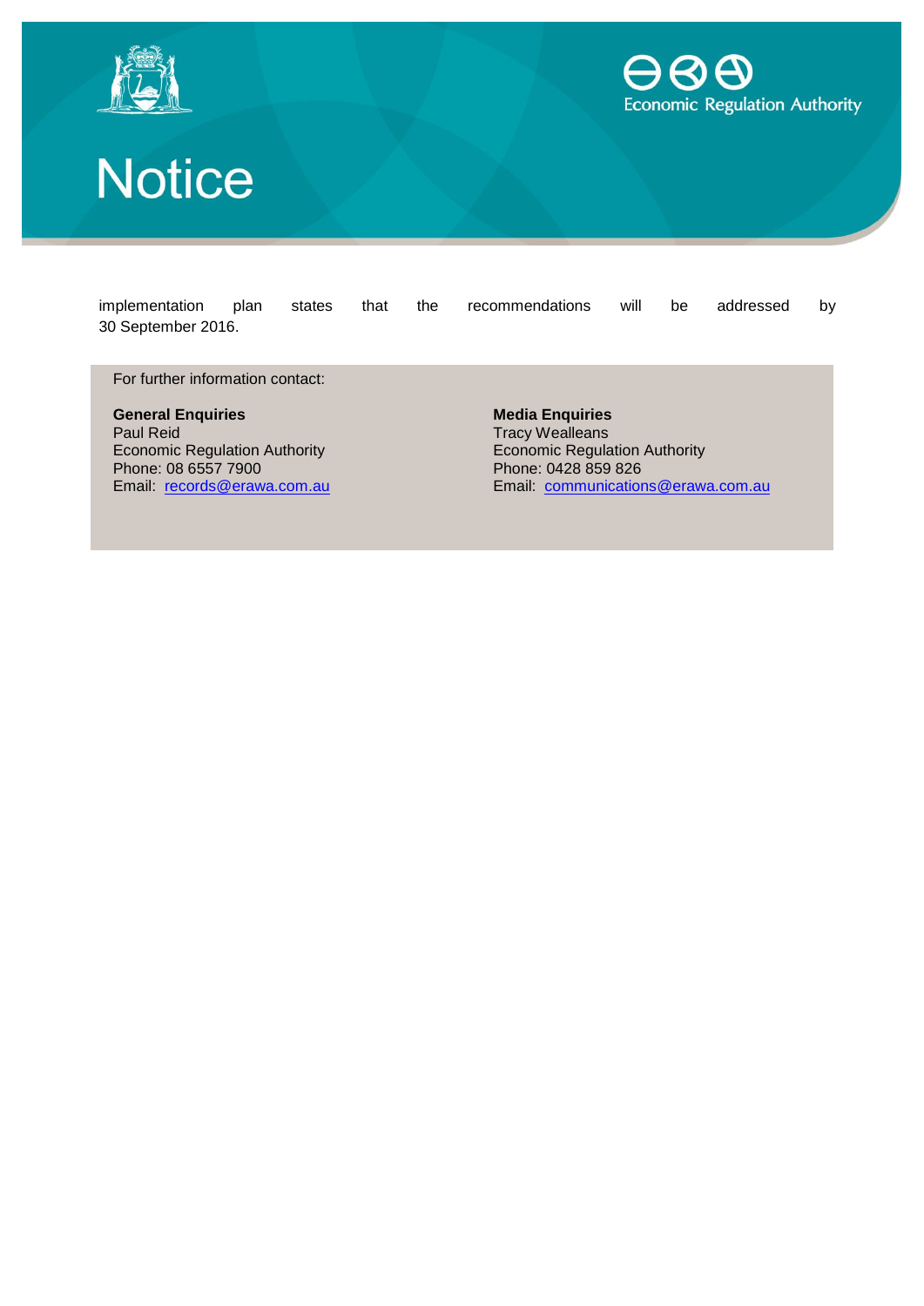# Notice

implementation plan states that the recommendations will be addressed by 30 September 2016.

For further information contact:

**General Enquiries**
Paul Reid
Economic Regulation Authority
Phone: 08 6557 7900
Email: records@erawa.com.au

**Media Enquiries**
Tracy Wealleans
Economic Regulation Authority
Phone: 0428 859 826
Email: communications@erawa.com.au